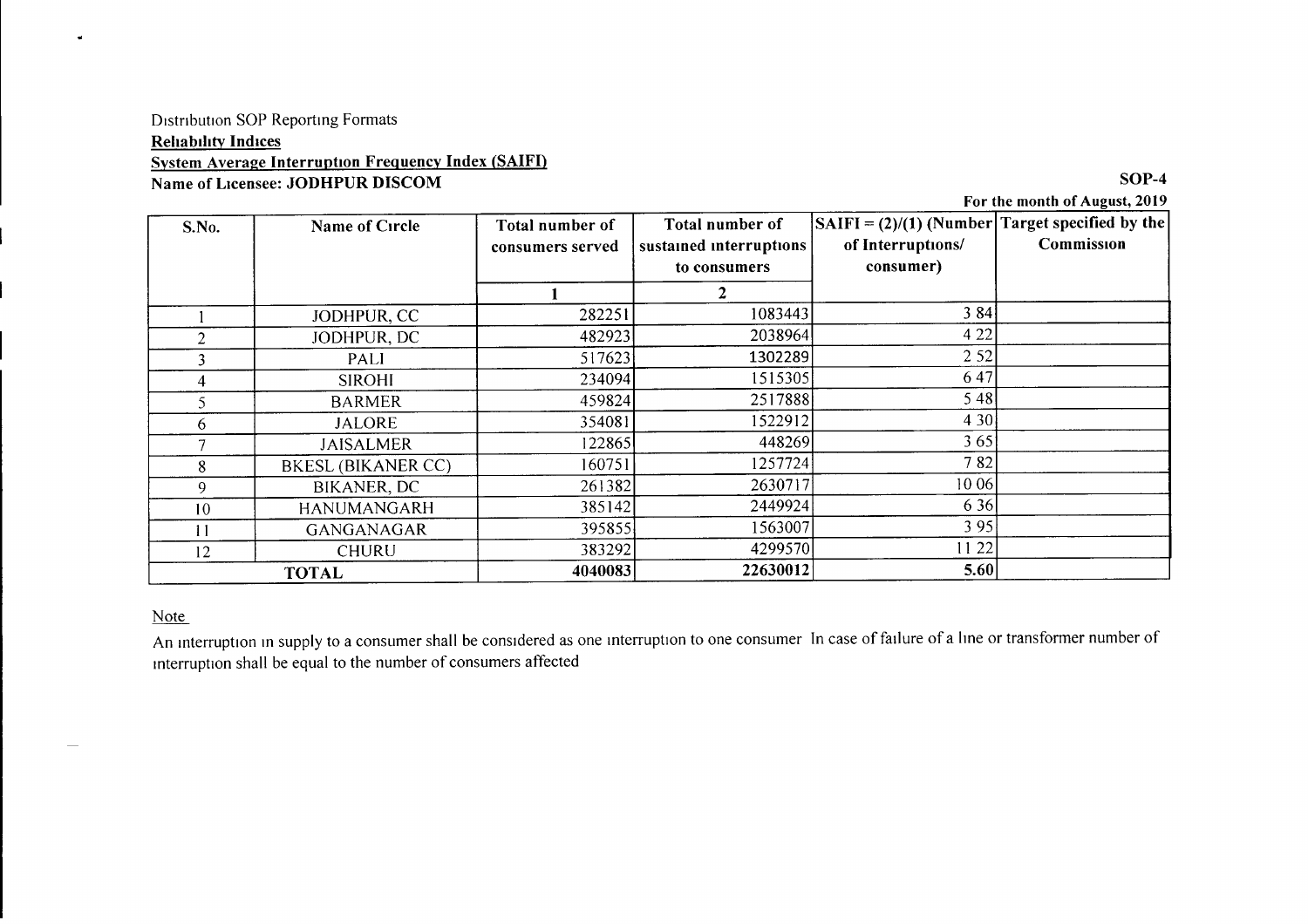Distribution SOP Reporting Formats

**Reliability Indices**

**System Average Interruption Frequency Index (SAIFI)**

**Name of Licensee: JODHPUR DISCOM**

**SOP-4**

**For the month of August, 2019**

| S.No. | Name of Circle | Total number of consumers served | Total number of sustained interruptions to consumers | SAIFI = (2)/(1) (Number of Interruptions/ consumer) | Target specified by the Commission |
|---|---|---|---|---|---|
| | | 1 | 2 | | |
| 1 | JODHPUR, CC | 282251 | 1083443 | 3 84 | |
| 2 | JODHPUR, DC | 482923 | 2038964 | 4 22 | |
| 3 | PALI | 517623 | 1302289 | 2 52 | |
| 4 | SIROHI | 234094 | 1515305 | 6 47 | |
| 5 | BARMER | 459824 | 2517888 | 5 48 | |
| 6 | JALORE | 354081 | 1522912 | 4 30 | |
| 7 | JAISALMER | 122865 | 448269 | 3 65 | |
| 8 | BKESL (BIKANER CC) | 160751 | 1257724 | 7 82 | |
| 9 | BIKANER, DC | 261382 | 2630717 | 10 06 | |
| 10 | HANUMANGARH | 385142 | 2449924 | 6 36 | |
| 11 | GANGANAGAR | 395855 | 1563007 | 3 95 | |
| 12 | CHURU | 383292 | 4299570 | 11 22 | |
| **TOTAL** | | **4040083** | **22630012** | **5.60** | |

Note

An interruption in supply to a consumer shall be considered as one interruption to one consumer In case of failure of a line or transformer number of interruption shall be equal to the number of consumers affected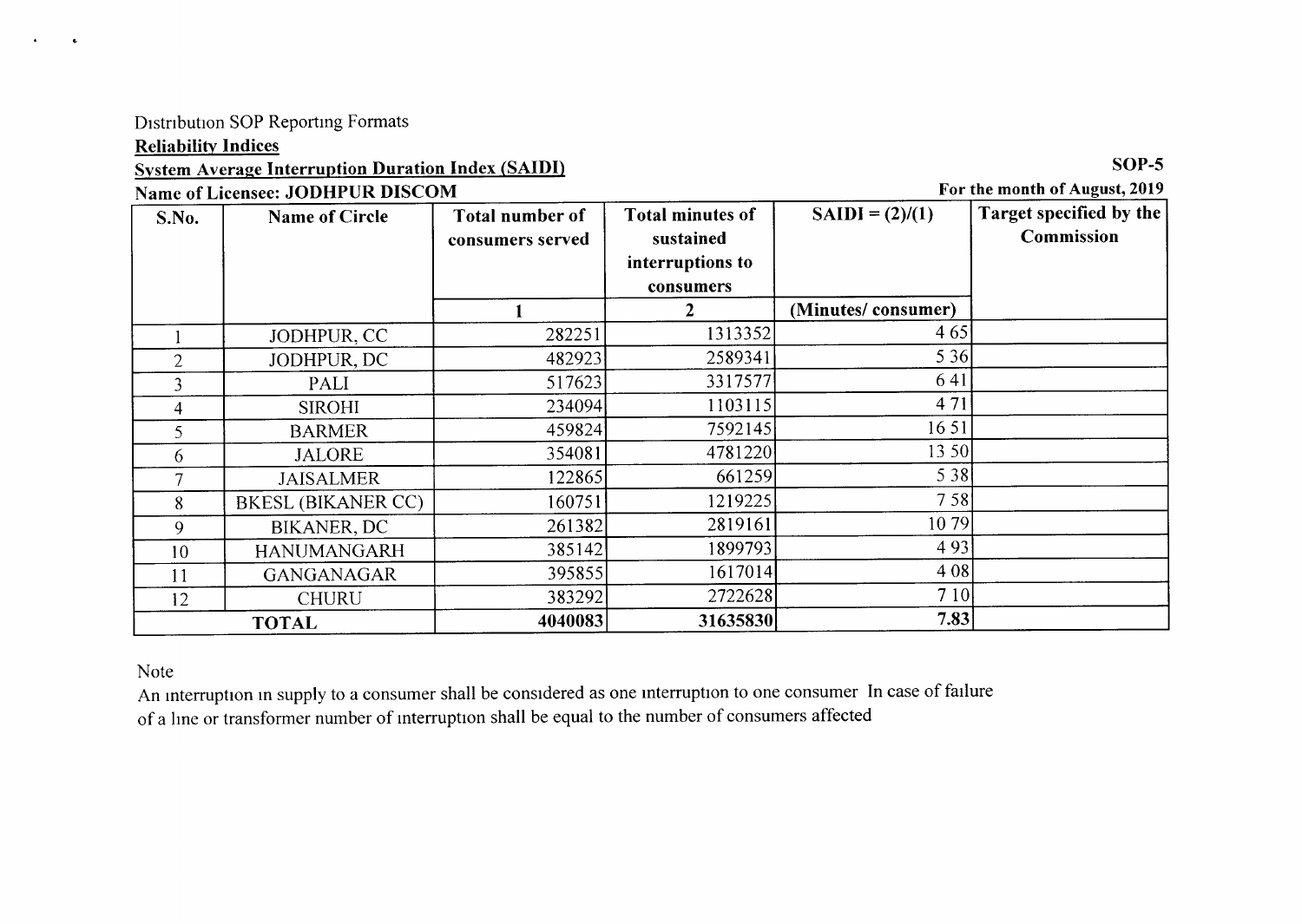Distribution SOP Reporting Formats

**Reliability Indices**

**System Average Interruption Duration Index (SAIDI)**

**SOP-5**

**Name of Licensee: JODHPUR DISCOM**

**For the month of August, 2019**

| S.No. | Name of Circle | Total number of consumers served | Total minutes of sustained interruptions to consumers | SAIDI = (2)/(1) | Target specified by the Commission |
|---|---|---|---|---|---|
| | | 1 | 2 | (Minutes/ consumer) | |
| 1 | JODHPUR, CC | 282251 | 1313352 | 4 65 | |
| 2 | JODHPUR, DC | 482923 | 2589341 | 5 36 | |
| 3 | PALI | 517623 | 3317577 | 6 41 | |
| 4 | SIROHI | 234094 | 1103115 | 4 71 | |
| 5 | BARMER | 459824 | 7592145 | 16 51 | |
| 6 | JALORE | 354081 | 4781220 | 13 50 | |
| 7 | JAISALMER | 122865 | 661259 | 5 38 | |
| 8 | BKESL (BIKANER CC) | 160751 | 1219225 | 7 58 | |
| 9 | BIKANER, DC | 261382 | 2819161 | 10 79 | |
| 10 | HANUMANGARH | 385142 | 1899793 | 4 93 | |
| 11 | GANGANAGAR | 395855 | 1617014 | 4 08 | |
| 12 | CHURU | 383292 | 2722628 | 7 10 | |
| **TOTAL** | | **4040083** | **31635830** | **7.83** | |

Note

An interruption in supply to a consumer shall be considered as one interruption to one consumer In case of failure of a line or transformer number of interruption shall be equal to the number of consumers affected